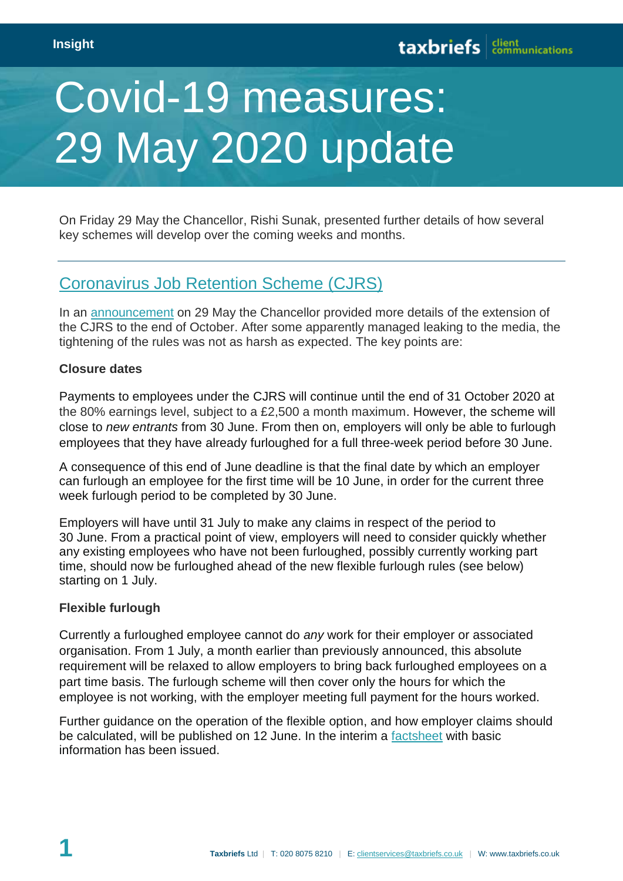# Covid-19 measures: 29 May 2020 update

On Friday 29 May the Chancellor, Rishi Sunak, presented further details of how several key schemes will develop over the coming weeks and months.

## Coronavirus Job Retention Scheme (CJRS)

In an announcement on 29 May the Chancellor provided more details of the extension of the CJRS to the end of October. After some apparently managed leaking to the media, the tightening of the rules was not as harsh as expected. The key points are:

**Closure dates**

Payments to employees under the CJRS will continue until the end of 31 October 2020 at the 80% earnings level, subject to a £2,500 a month maximum. However, the scheme will close to *new entrants* from 30 June. From then on, employers will only be able to furlough employees that they have already furloughed for a full three-week period before 30 June.

A consequence of this end of June deadline is that the final date by which an employer can furlough an employee for the first time will be 10 June, in order for the current three week furlough period to be completed by 30 June.

Employers will have until 31 July to make any claims in respect of the period to 30 June. From a practical point of view, employers will need to consider quickly whether any existing employees who have not been furloughed, possibly currently working part time, should now be furloughed ahead of the new flexible furlough rules (see below) starting on 1 July.

**Flexible furlough**

Currently a furloughed employee cannot do *any* work for their employer or associated organisation. From 1 July, a month earlier than previously announced, this absolute requirement will be relaxed to allow employers to bring back furloughed employees on a part time basis. The furlough scheme will then cover only the hours for which the employee is not working, with the employer meeting full payment for the hours worked.

Further guidance on the operation of the flexible option, and how employer claims should be calculated, will be published on 12 June. In the interim a factsheet with basic information has been issued.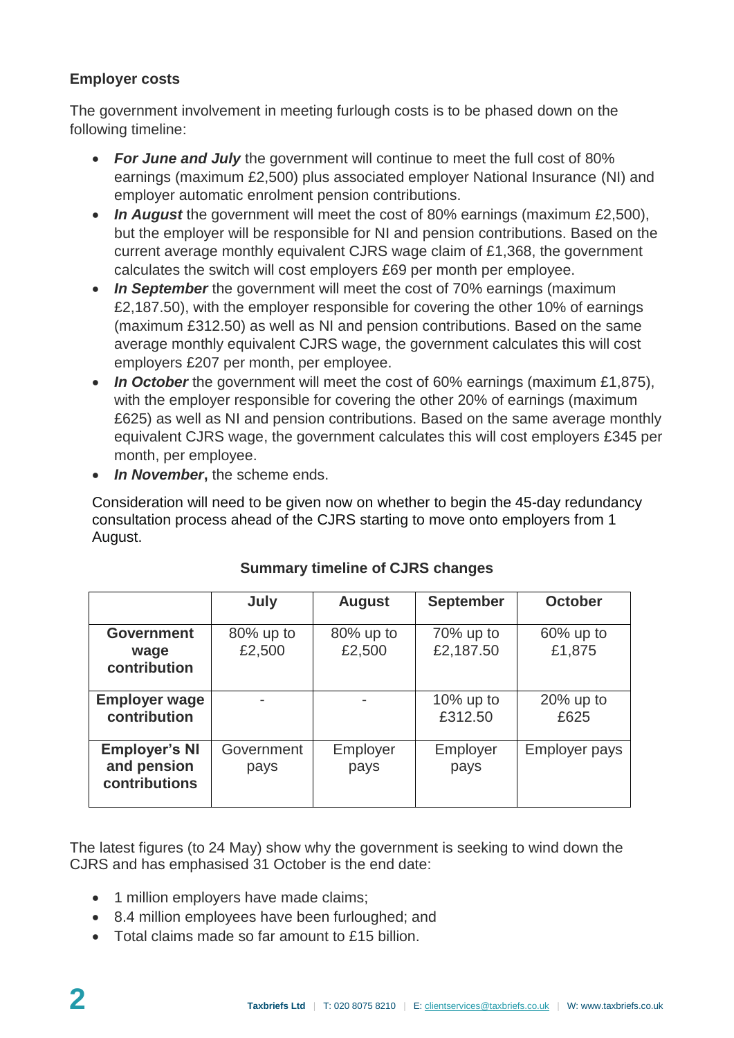**Employer costs**

The government involvement in meeting furlough costs is to be phased down on the following timeline:

- ***For June and July*** the government will continue to meet the full cost of 80% earnings (maximum £2,500) plus associated employer National Insurance (NI) and employer automatic enrolment pension contributions.
- ***In August*** the government will meet the cost of 80% earnings (maximum £2,500), but the employer will be responsible for NI and pension contributions. Based on the current average monthly equivalent CJRS wage claim of £1,368, the government calculates the switch will cost employers £69 per month per employee.
- ***In September*** the government will meet the cost of 70% earnings (maximum £2,187.50), with the employer responsible for covering the other 10% of earnings (maximum £312.50) as well as NI and pension contributions. Based on the same average monthly equivalent CJRS wage, the government calculates this will cost employers £207 per month, per employee.
- ***In October*** the government will meet the cost of 60% earnings (maximum £1,875), with the employer responsible for covering the other 20% of earnings (maximum £625) as well as NI and pension contributions. Based on the same average monthly equivalent CJRS wage, the government calculates this will cost employers £345 per month, per employee.
- ***In November***, the scheme ends.

Consideration will need to be given now on whether to begin the 45-day redundancy consultation process ahead of the CJRS starting to move onto employers from 1 August.

**Summary timeline of CJRS changes**

| | July | August | September | October |
|---|---|---|---|---|
| **Government wage contribution** | 80% up to £2,500 | 80% up to £2,500 | 70% up to £2,187.50 | 60% up to £1,875 |
| **Employer wage contribution** | - | - | 10% up to £312.50 | 20% up to £625 |
| **Employer's NI and pension contributions** | Government pays | Employer pays | Employer pays | Employer pays |

The latest figures (to 24 May) show why the government is seeking to wind down the CJRS and has emphasised 31 October is the end date:

- 1 million employers have made claims;
- 8.4 million employees have been furloughed; and
- Total claims made so far amount to £15 billion.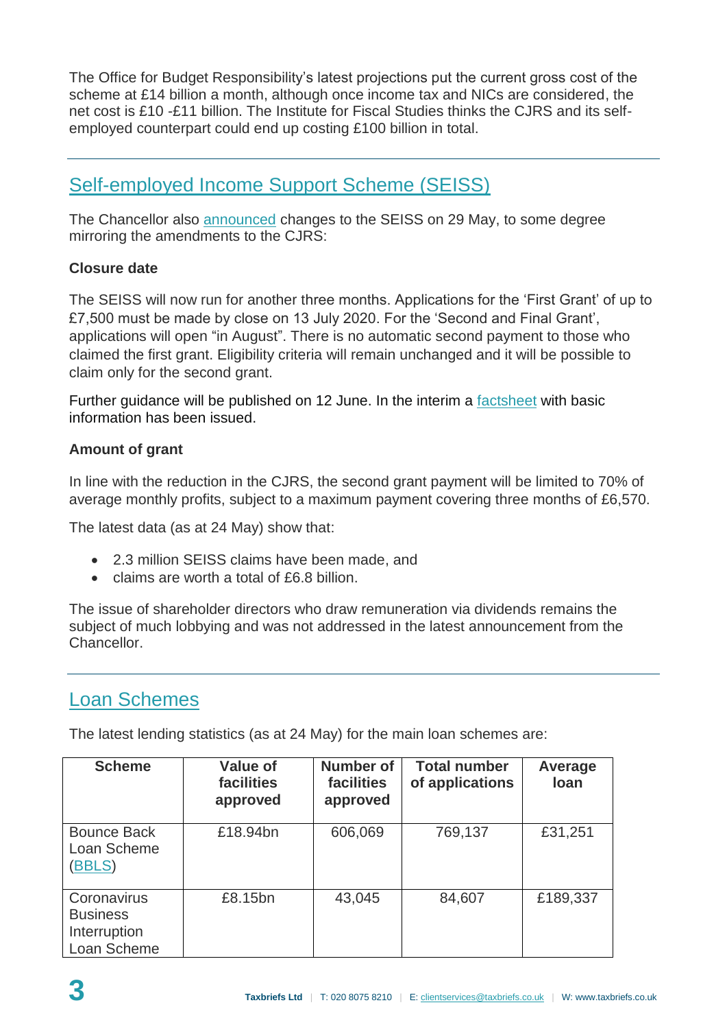The Office for Budget Responsibility's latest projections put the current gross cost of the scheme at £14 billion a month, although once income tax and NICs are considered, the net cost is £10 -£11 billion. The Institute for Fiscal Studies thinks the CJRS and its self-employed counterpart could end up costing £100 billion in total.

---

## Self-employed Income Support Scheme (SEISS)

The Chancellor also announced changes to the SEISS on 29 May, to some degree mirroring the amendments to the CJRS:

**Closure date**

The SEISS will now run for another three months. Applications for the 'First Grant' of up to £7,500 must be made by close on 13 July 2020. For the 'Second and Final Grant', applications will open "in August". There is no automatic second payment to those who claimed the first grant. Eligibility criteria will remain unchanged and it will be possible to claim only for the second grant.

Further guidance will be published on 12 June. In the interim a factsheet with basic information has been issued.

**Amount of grant**

In line with the reduction in the CJRS, the second grant payment will be limited to 70% of average monthly profits, subject to a maximum payment covering three months of £6,570.

The latest data (as at 24 May) show that:

- 2.3 million SEISS claims have been made, and
- claims are worth a total of £6.8 billion.

The issue of shareholder directors who draw remuneration via dividends remains the subject of much lobbying and was not addressed in the latest announcement from the Chancellor.

---

## Loan Schemes

The latest lending statistics (as at 24 May) for the main loan schemes are:

| Scheme | Value of facilities approved | Number of facilities approved | Total number of applications | Average loan |
|---|---|---|---|---|
| Bounce Back Loan Scheme (BBLS) | £18.94bn | 606,069 | 769,137 | £31,251 |
| Coronavirus Business Interruption Loan Scheme | £8.15bn | 43,045 | 84,607 | £189,337 |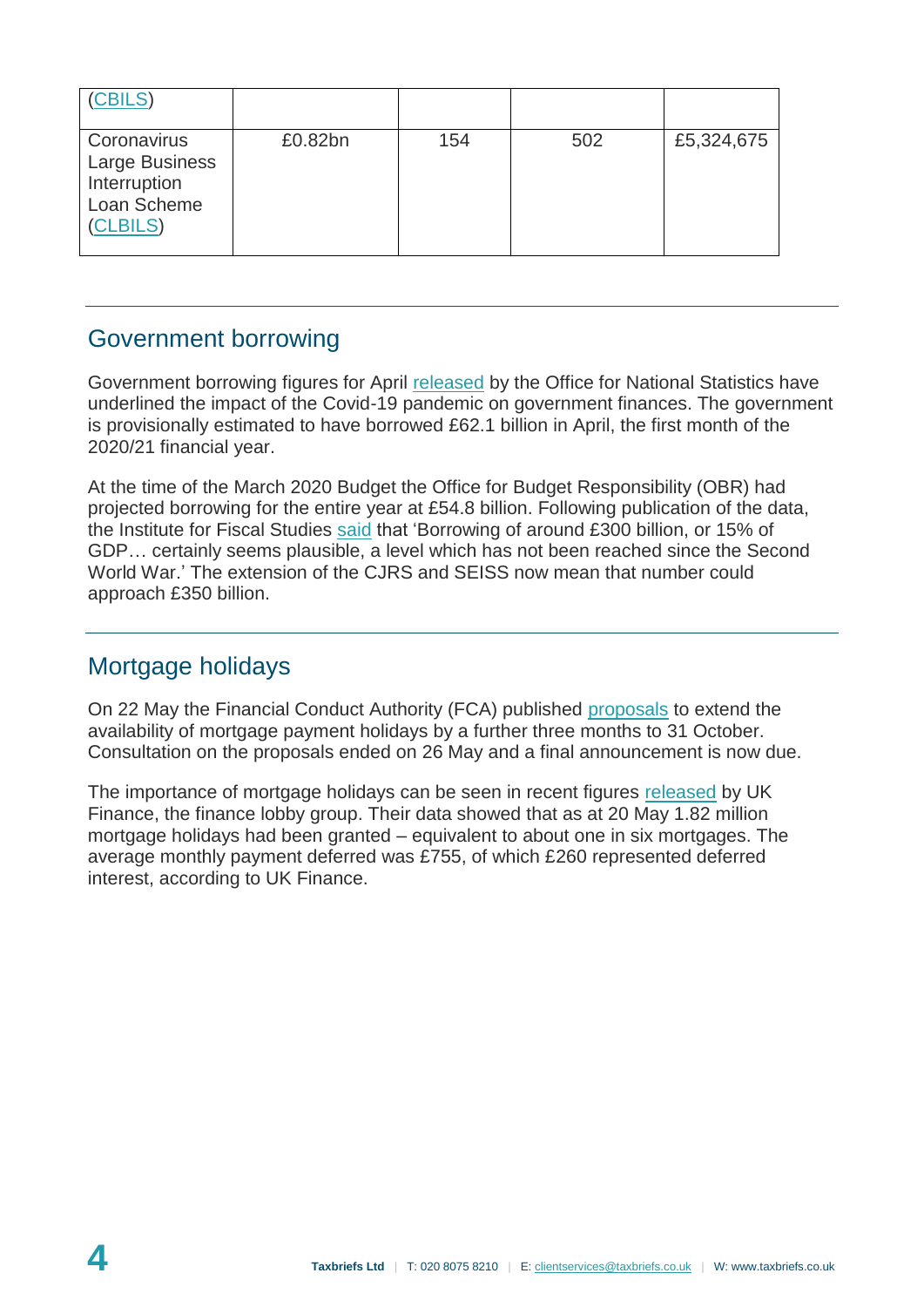| | | | | |
|---|---|---|---|---|
| (CBILS) | | | | |
| Coronavirus Large Business Interruption Loan Scheme (CLBILS) | £0.82bn | 154 | 502 | £5,324,675 |

## Government borrowing

Government borrowing figures for April released by the Office for National Statistics have underlined the impact of the Covid-19 pandemic on government finances. The government is provisionally estimated to have borrowed £62.1 billion in April, the first month of the 2020/21 financial year.

At the time of the March 2020 Budget the Office for Budget Responsibility (OBR) had projected borrowing for the entire year at £54.8 billion. Following publication of the data, the Institute for Fiscal Studies said that 'Borrowing of around £300 billion, or 15% of GDP… certainly seems plausible, a level which has not been reached since the Second World War.' The extension of the CJRS and SEISS now mean that number could approach £350 billion.

## Mortgage holidays

On 22 May the Financial Conduct Authority (FCA) published proposals to extend the availability of mortgage payment holidays by a further three months to 31 October. Consultation on the proposals ended on 26 May and a final announcement is now due.

The importance of mortgage holidays can be seen in recent figures released by UK Finance, the finance lobby group. Their data showed that as at 20 May 1.82 million mortgage holidays had been granted – equivalent to about one in six mortgages. The average monthly payment deferred was £755, of which £260 represented deferred interest, according to UK Finance.